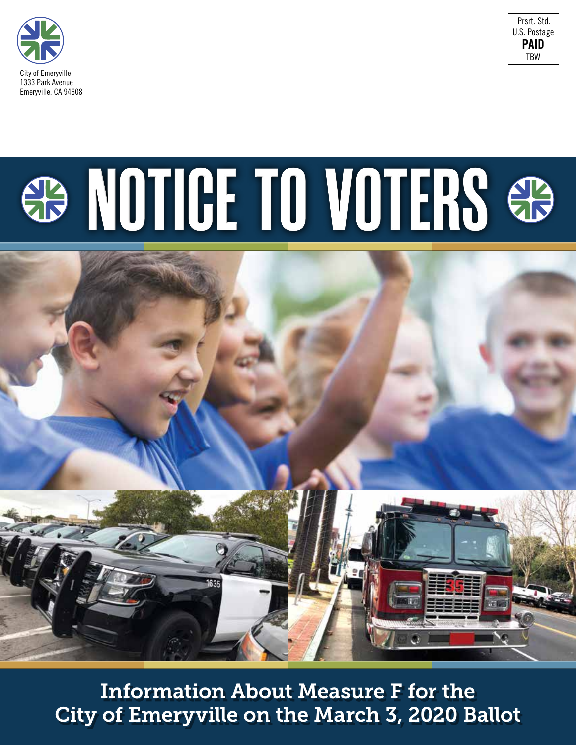City of Emeryville
1333 Park Avenue
Emeryville, CA 94608

Prsrt. Std.
U.S. Postage
**PAID**
TBW

# NOTICE TO VOTERS

## Information About Measure F for the City of Emeryville on the March 3, 2020 Ballot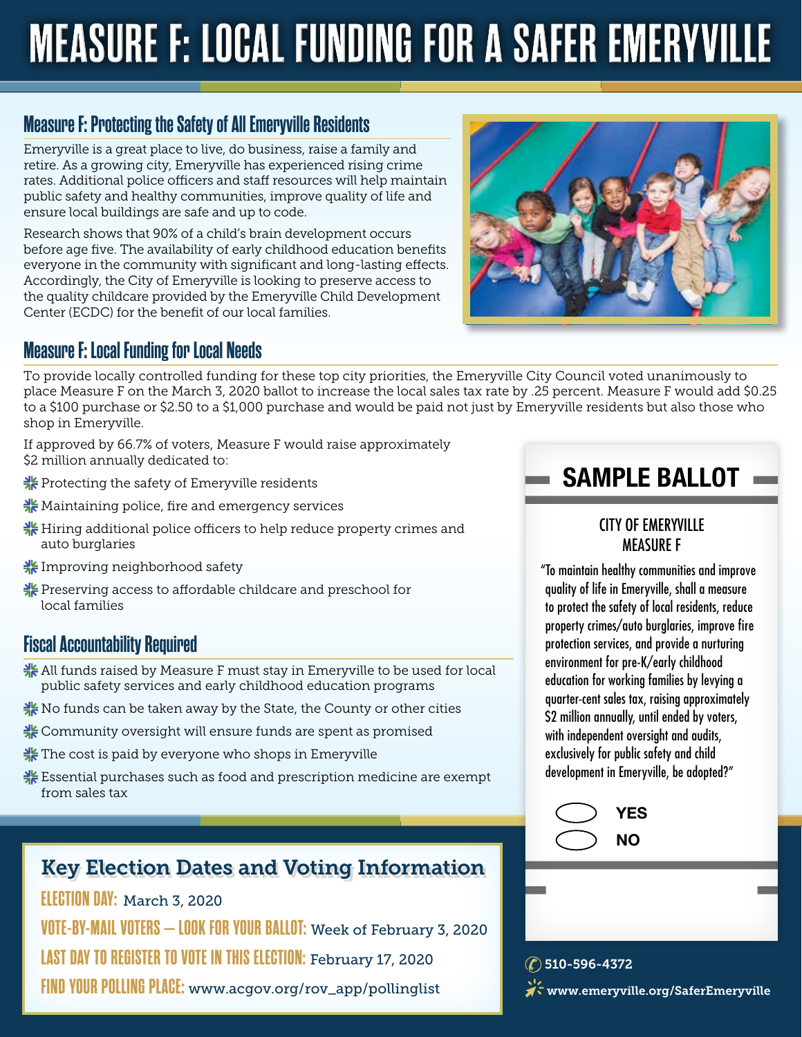# MEASURE F: LOCAL FUNDING FOR A SAFER EMERYVILLE

## Measure F: Protecting the Safety of All Emeryville Residents

Emeryville is a great place to live, do business, raise a family and retire. As a growing city, Emeryville has experienced rising crime rates. Additional police officers and staff resources will help maintain public safety and healthy communities, improve quality of life and ensure local buildings are safe and up to code.

Research shows that 90% of a child's brain development occurs before age five. The availability of early childhood education benefits everyone in the community with significant and long-lasting effects. Accordingly, the City of Emeryville is looking to preserve access to the quality childcare provided by the Emeryville Child Development Center (ECDC) for the benefit of our local families.

## Measure F: Local Funding for Local Needs

To provide locally controlled funding for these top city priorities, the Emeryville City Council voted unanimously to place Measure F on the March 3, 2020 ballot to increase the local sales tax rate by .25 percent. Measure F would add $0.25 to a $100 purchase or $2.50 to a $1,000 purchase and would be paid not just by Emeryville residents but also those who shop in Emeryville.

If approved by 66.7% of voters, Measure F would raise approximately $2 million annually dedicated to:

- Protecting the safety of Emeryville residents
- Maintaining police, fire and emergency services
- Hiring additional police officers to help reduce property crimes and auto burglaries
- Improving neighborhood safety
- Preserving access to affordable childcare and preschool for local families

## Fiscal Accountability Required

- All funds raised by Measure F must stay in Emeryville to be used for local public safety services and early childhood education programs
- No funds can be taken away by the State, the County or other cities
- Community oversight will ensure funds are spent as promised
- The cost is paid by everyone who shops in Emeryville
- Essential purchases such as food and prescription medicine are exempt from sales tax

## SAMPLE BALLOT

CITY OF EMERYVILLE
MEASURE F

"To maintain healthy communities and improve quality of life in Emeryville, shall a measure to protect the safety of local residents, reduce property crimes/auto burglaries, improve fire protection services, and provide a nurturing environment for pre-K/early childhood education for working families by levying a quarter-cent sales tax, raising approximately $2 million annually, until ended by voters, with independent oversight and audits, exclusively for public safety and child development in Emeryville, be adopted?"

- YES
- NO

## Key Election Dates and Voting Information

**ELECTION DAY:** March 3, 2020

**VOTE-BY-MAIL VOTERS – LOOK FOR YOUR BALLOT:** Week of February 3, 2020

**LAST DAY TO REGISTER TO VOTE IN THIS ELECTION:** February 17, 2020

**FIND YOUR POLLING PLACE:** www.acgov.org/rov_app/pollinglist

510-596-4372

www.emeryville.org/SaferEmeryville